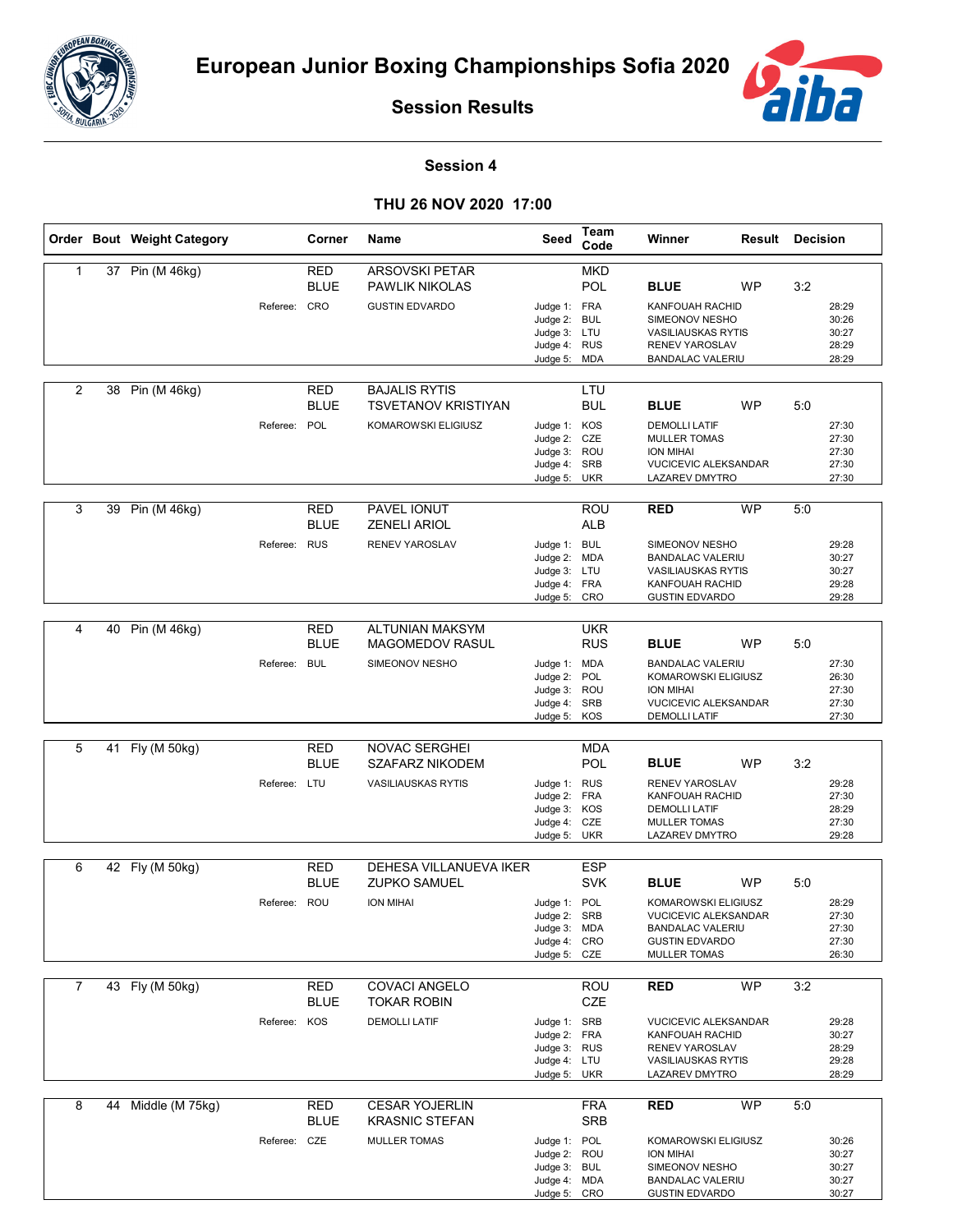# European Junior Boxing Championships Sofia 2020

## Session Results

### Session 4

### THU 26 NOV 2020 17:00

| Order | Bout | Weight Category | Corner | Name | Seed | Team Code | Winner | Result | Decision |
|---|---|---|---|---|---|---|---|---|---|
| 1 | 37 | Pin (M 46kg) | RED | ARSOVSKI PETAR | | MKD | | | |
| | | | BLUE | PAWLIK NIKOLAS | | POL | **BLUE** | WP | 3:2 |
| | | | Referee: CRO | GUSTIN EDVARDO | Judge 1: | FRA | KANFOUAH RACHID | | 28:29 |
| | | | | | Judge 2: | BUL | SIMEONOV NESHO | | 30:26 |
| | | | | | Judge 3: | LTU | VASILIAUSKAS RYTIS | | 30:27 |
| | | | | | Judge 4: | RUS | RENEV YAROSLAV | | 28:29 |
| | | | | | Judge 5: | MDA | BANDALAC VALERIU | | 28:29 |
| 2 | 38 | Pin (M 46kg) | RED | BAJALIS RYTIS | | LTU | | | |
| | | | BLUE | TSVETANOV KRISTIYAN | | BUL | **BLUE** | WP | 5:0 |
| | | | Referee: POL | KOMAROWSKI ELIGIUSZ | Judge 1: | KOS | DEMOLLI LATIF | | 27:30 |
| | | | | | Judge 2: | CZE | MULLER TOMAS | | 27:30 |
| | | | | | Judge 3: | ROU | ION MIHAI | | 27:30 |
| | | | | | Judge 4: | SRB | VUCICEVIC ALEKSANDAR | | 27:30 |
| | | | | | Judge 5: | UKR | LAZAREV DMYTRO | | 27:30 |
| 3 | 39 | Pin (M 46kg) | RED | PAVEL IONUT | | ROU | **RED** | WP | 5:0 |
| | | | BLUE | ZENELI ARIOL | | ALB | | | |
| | | | Referee: RUS | RENEV YAROSLAV | Judge 1: | BUL | SIMEONOV NESHO | | 29:28 |
| | | | | | Judge 2: | MDA | BANDALAC VALERIU | | 30:27 |
| | | | | | Judge 3: | LTU | VASILIAUSKAS RYTIS | | 30:27 |
| | | | | | Judge 4: | FRA | KANFOUAH RACHID | | 29:28 |
| | | | | | Judge 5: | CRO | GUSTIN EDVARDO | | 29:28 |
| 4 | 40 | Pin (M 46kg) | RED | ALTUNIAN MAKSYM | | UKR | | | |
| | | | BLUE | MAGOMEDOV RASUL | | RUS | **BLUE** | WP | 5:0 |
| | | | Referee: BUL | SIMEONOV NESHO | Judge 1: | MDA | BANDALAC VALERIU | | 27:30 |
| | | | | | Judge 2: | POL | KOMAROWSKI ELIGIUSZ | | 26:30 |
| | | | | | Judge 3: | ROU | ION MIHAI | | 27:30 |
| | | | | | Judge 4: | SRB | VUCICEVIC ALEKSANDAR | | 27:30 |
| | | | | | Judge 5: | KOS | DEMOLLI LATIF | | 27:30 |
| 5 | 41 | Fly (M 50kg) | RED | NOVAC SERGHEI | | MDA | | | |
| | | | BLUE | SZAFARZ NIKODEM | | POL | **BLUE** | WP | 3:2 |
| | | | Referee: LTU | VASILIAUSKAS RYTIS | Judge 1: | RUS | RENEV YAROSLAV | | 29:28 |
| | | | | | Judge 2: | FRA | KANFOUAH RACHID | | 27:30 |
| | | | | | Judge 3: | KOS | DEMOLLI LATIF | | 28:29 |
| | | | | | Judge 4: | CZE | MULLER TOMAS | | 27:30 |
| | | | | | Judge 5: | UKR | LAZAREV DMYTRO | | 29:28 |
| 6 | 42 | Fly (M 50kg) | RED | DEHESA VILLANUEVA IKER | | ESP | | | |
| | | | BLUE | ZUPKO SAMUEL | | SVK | **BLUE** | WP | 5:0 |
| | | | Referee: ROU | ION MIHAI | Judge 1: | POL | KOMAROWSKI ELIGIUSZ | | 28:29 |
| | | | | | Judge 2: | SRB | VUCICEVIC ALEKSANDAR | | 27:30 |
| | | | | | Judge 3: | MDA | BANDALAC VALERIU | | 27:30 |
| | | | | | Judge 4: | CRO | GUSTIN EDVARDO | | 27:30 |
| | | | | | Judge 5: | CZE | MULLER TOMAS | | 26:30 |
| 7 | 43 | Fly (M 50kg) | RED | COVACI ANGELO | | ROU | **RED** | WP | 3:2 |
| | | | BLUE | TOKAR ROBIN | | CZE | | | |
| | | | Referee: KOS | DEMOLLI LATIF | Judge 1: | SRB | VUCICEVIC ALEKSANDAR | | 29:28 |
| | | | | | Judge 2: | FRA | KANFOUAH RACHID | | 30:27 |
| | | | | | Judge 3: | RUS | RENEV YAROSLAV | | 28:29 |
| | | | | | Judge 4: | LTU | VASILIAUSKAS RYTIS | | 29:28 |
| | | | | | Judge 5: | UKR | LAZAREV DMYTRO | | 28:29 |
| 8 | 44 | Middle (M 75kg) | RED | CESAR YOJERLIN | | FRA | **RED** | WP | 5:0 |
| | | | BLUE | KRASNIC STEFAN | | SRB | | | |
| | | | Referee: CZE | MULLER TOMAS | Judge 1: | POL | KOMAROWSKI ELIGIUSZ | | 30:26 |
| | | | | | Judge 2: | ROU | ION MIHAI | | 30:27 |
| | | | | | Judge 3: | BUL | SIMEONOV NESHO | | 30:27 |
| | | | | | Judge 4: | MDA | BANDALAC VALERIU | | 30:27 |
| | | | | | Judge 5: | CRO | GUSTIN EDVARDO | | 30:27 |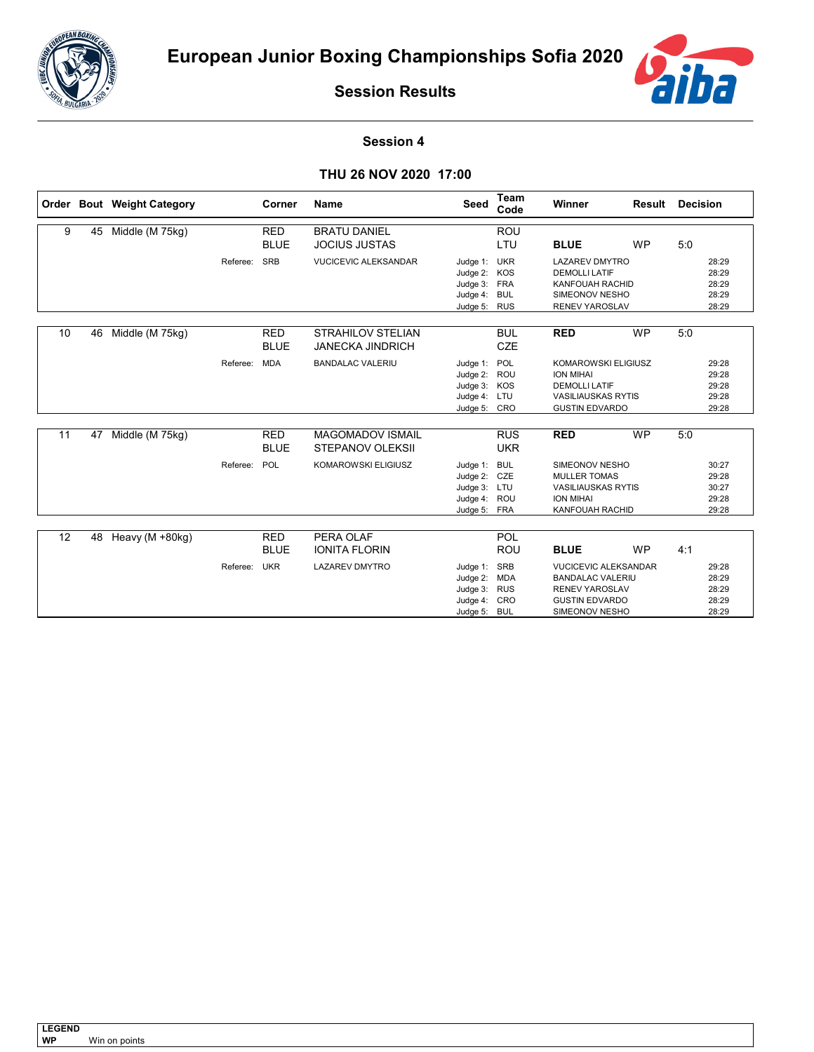# European Junior Boxing Championships Sofia 2020

## Session Results

### Session 4

### THU 26 NOV 2020 17:00

| Order | Bout | Weight Category | Corner | Name | Seed | Team Code | Winner | Result | Decision |
|---|---|---|---|---|---|---|---|---|---|
| 9 | 45 | Middle (M 75kg) | RED | BRATU DANIEL | | ROU | | | |
| | | | BLUE | JOCIUS JUSTAS | | LTU | **BLUE** | WP | 5:0 |
| | | Referee: | SRB | VUCICEVIC ALEKSANDAR | Judge 1: | UKR | LAZAREV DMYTRO | | 28:29 |
| | | | | | Judge 2: | KOS | DEMOLLI LATIF | | 28:29 |
| | | | | | Judge 3: | FRA | KANFOUAH RACHID | | 28:29 |
| | | | | | Judge 4: | BUL | SIMEONOV NESHO | | 28:29 |
| | | | | | Judge 5: | RUS | RENEV YAROSLAV | | 28:29 |
| 10 | 46 | Middle (M 75kg) | RED | STRAHILOV STELIAN | | BUL | **RED** | WP | 5:0 |
| | | | BLUE | JANECKA JINDRICH | | CZE | | | |
| | | Referee: | MDA | BANDALAC VALERIU | Judge 1: | POL | KOMAROWSKI ELIGIUSZ | | 29:28 |
| | | | | | Judge 2: | ROU | ION MIHAI | | 29:28 |
| | | | | | Judge 3: | KOS | DEMOLLI LATIF | | 29:28 |
| | | | | | Judge 4: | LTU | VASILIAUSKAS RYTIS | | 29:28 |
| | | | | | Judge 5: | CRO | GUSTIN EDVARDO | | 29:28 |
| 11 | 47 | Middle (M 75kg) | RED | MAGOMADOV ISMAIL | | RUS | **RED** | WP | 5:0 |
| | | | BLUE | STEPANOV OLEKSII | | UKR | | | |
| | | Referee: | POL | KOMAROWSKI ELIGIUSZ | Judge 1: | BUL | SIMEONOV NESHO | | 30:27 |
| | | | | | Judge 2: | CZE | MULLER TOMAS | | 29:28 |
| | | | | | Judge 3: | LTU | VASILIAUSKAS RYTIS | | 30:27 |
| | | | | | Judge 4: | ROU | ION MIHAI | | 29:28 |
| | | | | | Judge 5: | FRA | KANFOUAH RACHID | | 29:28 |
| 12 | 48 | Heavy (M +80kg) | RED | PERA OLAF | | POL | | | |
| | | | BLUE | IONITA FLORIN | | ROU | **BLUE** | WP | 4:1 |
| | | Referee: | UKR | LAZAREV DMYTRO | Judge 1: | SRB | VUCICEVIC ALEKSANDAR | | 29:28 |
| | | | | | Judge 2: | MDA | BANDALAC VALERIU | | 28:29 |
| | | | | | Judge 3: | RUS | RENEV YAROSLAV | | 28:29 |
| | | | | | Judge 4: | CRO | GUSTIN EDVARDO | | 28:29 |
| | | | | | Judge 5: | BUL | SIMEONOV NESHO | | 28:29 |

**LEGEND**
**WP** Win on points